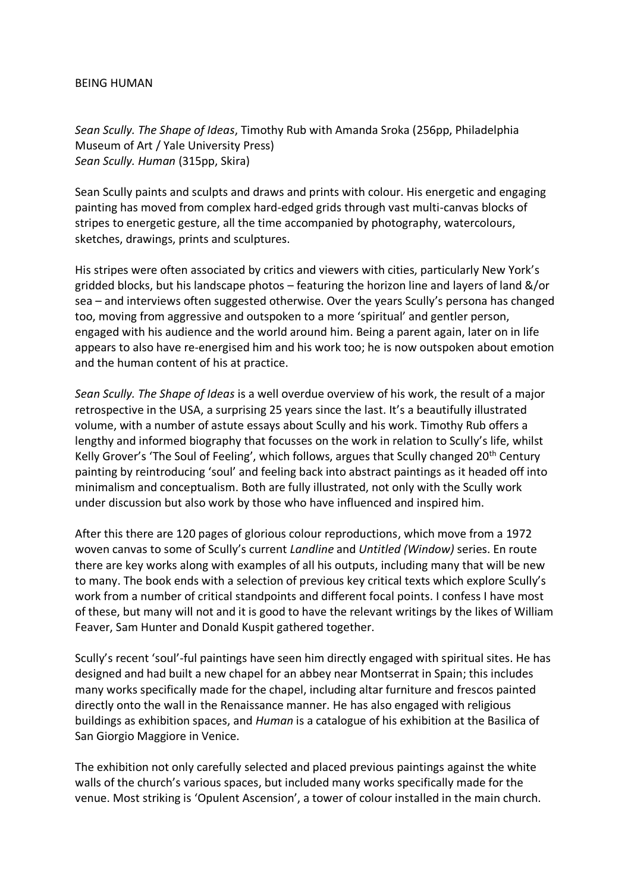BEING HUMAN

*Sean Scully. The Shape of Ideas*, Timothy Rub with Amanda Sroka (256pp, Philadelphia Museum of Art / Yale University Press)
*Sean Scully. Human* (315pp, Skira)

Sean Scully paints and sculpts and draws and prints with colour. His energetic and engaging painting has moved from complex hard-edged grids through vast multi-canvas blocks of stripes to energetic gesture, all the time accompanied by photography, watercolours, sketches, drawings, prints and sculptures.

His stripes were often associated by critics and viewers with cities, particularly New York's gridded blocks, but his landscape photos – featuring the horizon line and layers of land &/or sea – and interviews often suggested otherwise. Over the years Scully's persona has changed too, moving from aggressive and outspoken to a more 'spiritual' and gentler person, engaged with his audience and the world around him. Being a parent again, later on in life appears to also have re-energised him and his work too; he is now outspoken about emotion and the human content of his at practice.

*Sean Scully. The Shape of Ideas* is a well overdue overview of his work, the result of a major retrospective in the USA, a surprising 25 years since the last. It's a beautifully illustrated volume, with a number of astute essays about Scully and his work. Timothy Rub offers a lengthy and informed biography that focusses on the work in relation to Scully's life, whilst Kelly Grover's 'The Soul of Feeling', which follows, argues that Scully changed 20th Century painting by reintroducing 'soul' and feeling back into abstract paintings as it headed off into minimalism and conceptualism. Both are fully illustrated, not only with the Scully work under discussion but also work by those who have influenced and inspired him.

After this there are 120 pages of glorious colour reproductions, which move from a 1972 woven canvas to some of Scully's current *Landline* and *Untitled (Window)* series. En route there are key works along with examples of all his outputs, including many that will be new to many. The book ends with a selection of previous key critical texts which explore Scully's work from a number of critical standpoints and different focal points. I confess I have most of these, but many will not and it is good to have the relevant writings by the likes of William Feaver, Sam Hunter and Donald Kuspit gathered together.

Scully's recent 'soul'-ful paintings have seen him directly engaged with spiritual sites. He has designed and had built a new chapel for an abbey near Montserrat in Spain; this includes many works specifically made for the chapel, including altar furniture and frescos painted directly onto the wall in the Renaissance manner. He has also engaged with religious buildings as exhibition spaces, and *Human* is a catalogue of his exhibition at the Basilica of San Giorgio Maggiore in Venice.

The exhibition not only carefully selected and placed previous paintings against the white walls of the church's various spaces, but included many works specifically made for the venue. Most striking is 'Opulent Ascension', a tower of colour installed in the main church.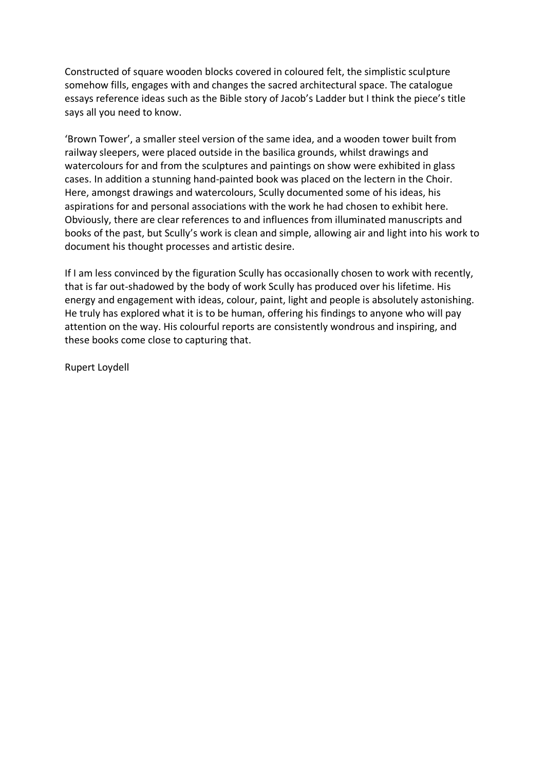Constructed of square wooden blocks covered in coloured felt, the simplistic sculpture somehow fills, engages with and changes the sacred architectural space. The catalogue essays reference ideas such as the Bible story of Jacob's Ladder but I think the piece's title says all you need to know.

'Brown Tower', a smaller steel version of the same idea, and a wooden tower built from railway sleepers, were placed outside in the basilica grounds, whilst drawings and watercolours for and from the sculptures and paintings on show were exhibited in glass cases. In addition a stunning hand-painted book was placed on the lectern in the Choir. Here, amongst drawings and watercolours, Scully documented some of his ideas, his aspirations for and personal associations with the work he had chosen to exhibit here. Obviously, there are clear references to and influences from illuminated manuscripts and books of the past, but Scully's work is clean and simple, allowing air and light into his work to document his thought processes and artistic desire.

If I am less convinced by the figuration Scully has occasionally chosen to work with recently, that is far out-shadowed by the body of work Scully has produced over his lifetime. His energy and engagement with ideas, colour, paint, light and people is absolutely astonishing. He truly has explored what it is to be human, offering his findings to anyone who will pay attention on the way. His colourful reports are consistently wondrous and inspiring, and these books come close to capturing that.

Rupert Loydell